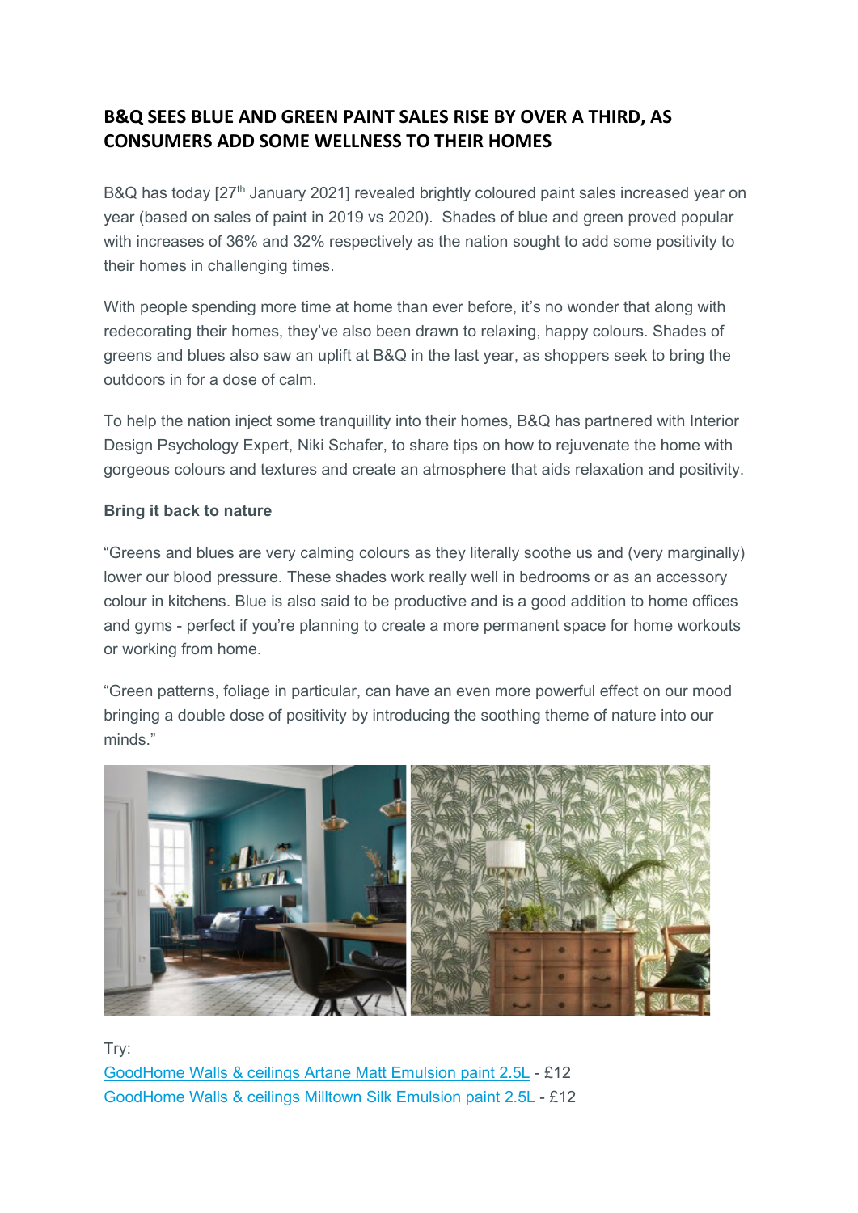# B&Q SEES BLUE AND GREEN PAINT SALES RISE BY OVER A THIRD, AS CONSUMERS ADD SOME WELLNESS TO THEIR HOMES

B&Q has today [27th January 2021] revealed brightly coloured paint sales increased year on year (based on sales of paint in 2019 vs 2020). Shades of blue and green proved popular with increases of 36% and 32% respectively as the nation sought to add some positivity to their homes in challenging times.

With people spending more time at home than ever before, it's no wonder that along with redecorating their homes, they've also been drawn to relaxing, happy colours. Shades of greens and blues also saw an uplift at B&Q in the last year, as shoppers seek to bring the outdoors in for a dose of calm.

To help the nation inject some tranquillity into their homes, B&Q has partnered with Interior Design Psychology Expert, Niki Schafer, to share tips on how to rejuvenate the home with gorgeous colours and textures and create an atmosphere that aids relaxation and positivity.

**Bring it back to nature**

"Greens and blues are very calming colours as they literally soothe us and (very marginally) lower our blood pressure. These shades work really well in bedrooms or as an accessory colour in kitchens. Blue is also said to be productive and is a good addition to home offices and gyms - perfect if you're planning to create a more permanent space for home workouts or working from home.

"Green patterns, foliage in particular, can have an even more powerful effect on our mood bringing a double dose of positivity by introducing the soothing theme of nature into our minds."

Try:
GoodHome Walls & ceilings Artane Matt Emulsion paint 2.5L - £12
GoodHome Walls & ceilings Milltown Silk Emulsion paint 2.5L - £12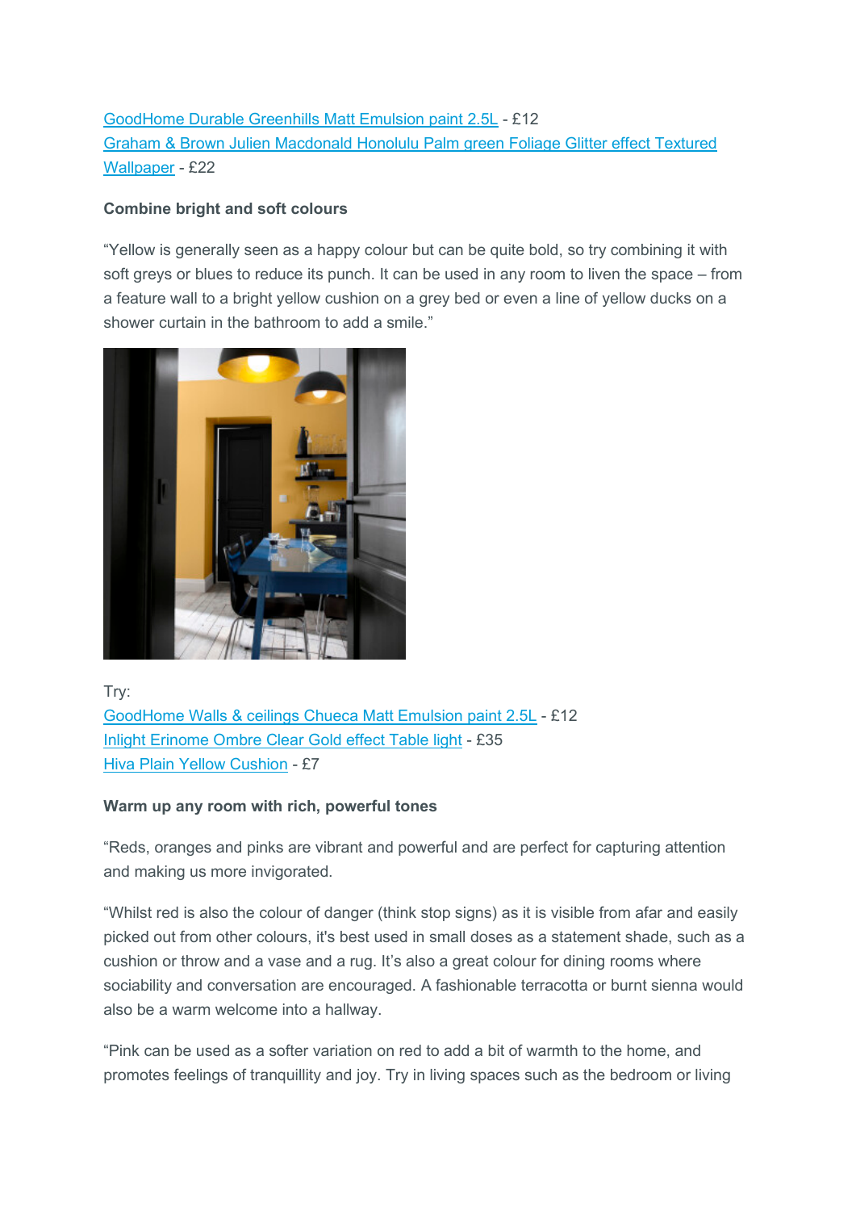[GoodHome Durable Greenhills Matt Emulsion paint 2.5L]() - £12
[Graham & Brown Julien Macdonald Honolulu Palm green Foliage Glitter effect Textured Wallpaper]() - £22

**Combine bright and soft colours**

"Yellow is generally seen as a happy colour but can be quite bold, so try combining it with soft greys or blues to reduce its punch. It can be used in any room to liven the space – from a feature wall to a bright yellow cushion on a grey bed or even a line of yellow ducks on a shower curtain in the bathroom to add a smile."

Try:
[GoodHome Walls & ceilings Chueca Matt Emulsion paint 2.5L]() - £12
[Inlight Erinome Ombre Clear Gold effect Table light]() - £35
[Hiva Plain Yellow Cushion]() - £7

**Warm up any room with rich, powerful tones**

"Reds, oranges and pinks are vibrant and powerful and are perfect for capturing attention and making us more invigorated.

"Whilst red is also the colour of danger (think stop signs) as it is visible from afar and easily picked out from other colours, it's best used in small doses as a statement shade, such as a cushion or throw and a vase and a rug. It's also a great colour for dining rooms where sociability and conversation are encouraged. A fashionable terracotta or burnt sienna would also be a warm welcome into a hallway.

"Pink can be used as a softer variation on red to add a bit of warmth to the home, and promotes feelings of tranquillity and joy. Try in living spaces such as the bedroom or living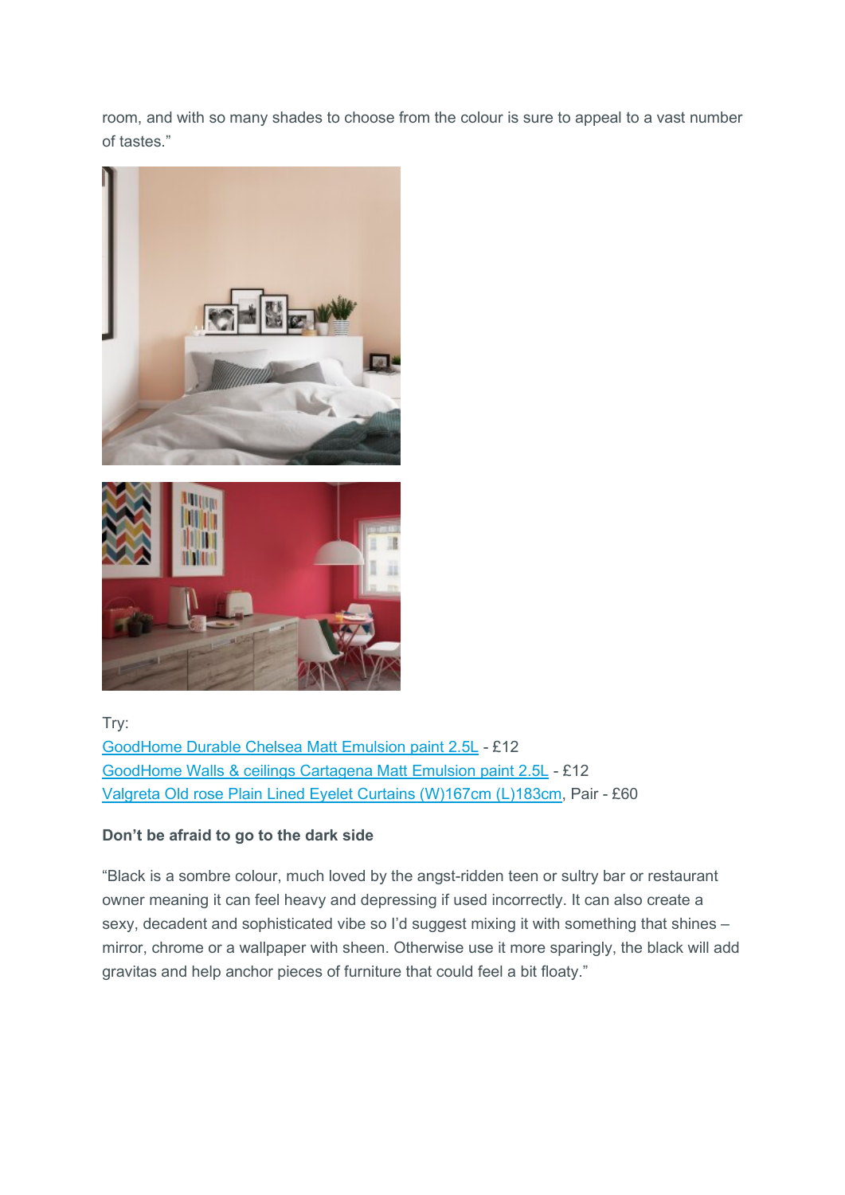room, and with so many shades to choose from the colour is sure to appeal to a vast number of tastes."

Try:
GoodHome Durable Chelsea Matt Emulsion paint 2.5L - £12
GoodHome Walls & ceilings Cartagena Matt Emulsion paint 2.5L - £12
Valgreta Old rose Plain Lined Eyelet Curtains (W)167cm (L)183cm, Pair - £60

**Don't be afraid to go to the dark side**

"Black is a sombre colour, much loved by the angst-ridden teen or sultry bar or restaurant owner meaning it can feel heavy and depressing if used incorrectly. It can also create a sexy, decadent and sophisticated vibe so I'd suggest mixing it with something that shines – mirror, chrome or a wallpaper with sheen. Otherwise use it more sparingly, the black will add gravitas and help anchor pieces of furniture that could feel a bit floaty."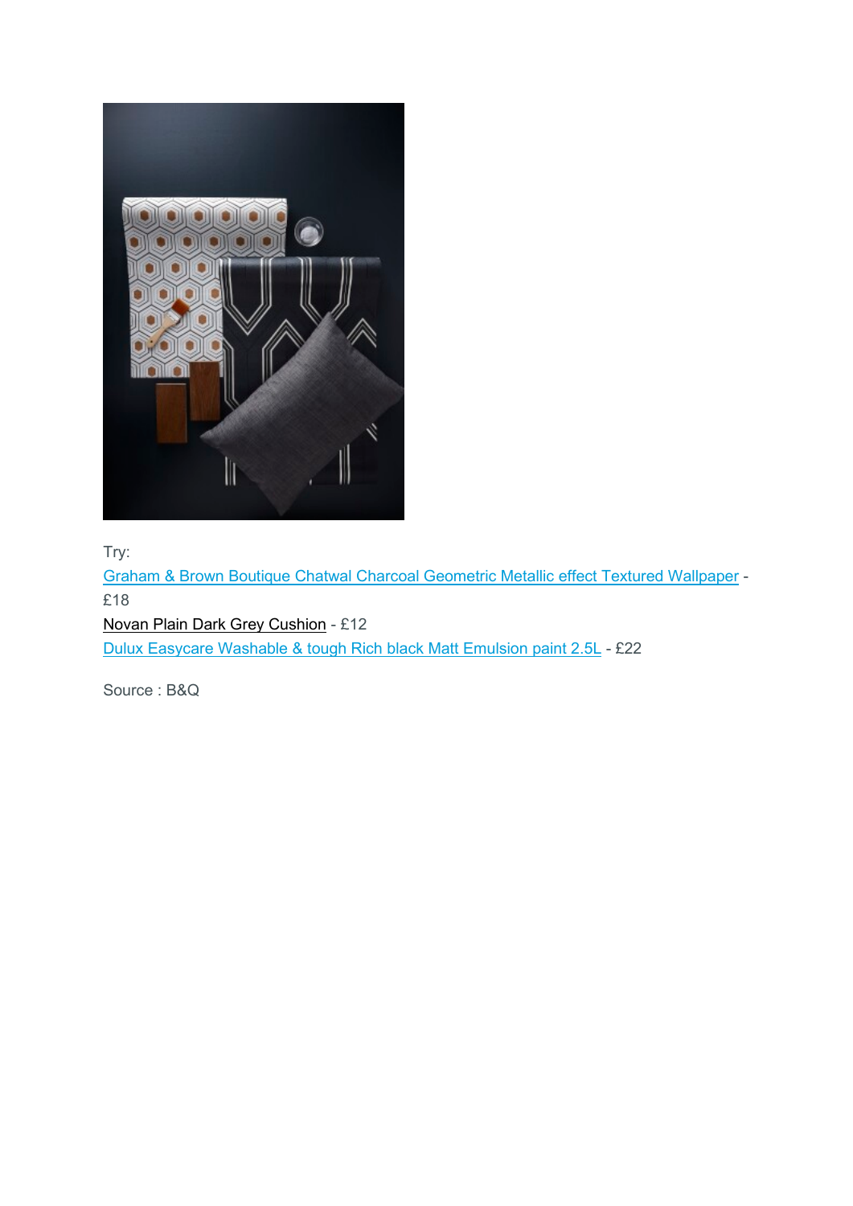Try:

Graham & Brown Boutique Chatwal Charcoal Geometric Metallic effect Textured Wallpaper - £18

Novan Plain Dark Grey Cushion - £12

Dulux Easycare Washable & tough Rich black Matt Emulsion paint 2.5L - £22

Source : B&Q